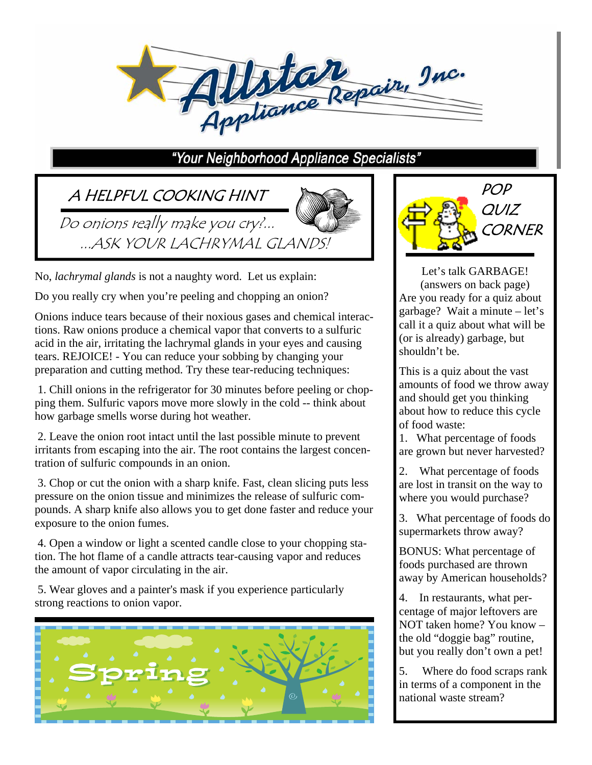# Allstar Appliance Repair, Inc.

**"Your Neighborhood Appliance Specialists"**

## A HELPFUL COOKING HINT

*Do onions really make you cry?...*
*...ASK YOUR LACHRYMAL GLANDS!*

No, *lachrymal glands* is not a naughty word. Let us explain:

Do you really cry when you're peeling and chopping an onion?

Onions induce tears because of their noxious gases and chemical interactions. Raw onions produce a chemical vapor that converts to a sulfuric acid in the air, irritating the lachrymal glands in your eyes and causing tears. REJOICE! - You can reduce your sobbing by changing your preparation and cutting method. Try these tear-reducing techniques:

1. Chill onions in the refrigerator for 30 minutes before peeling or chopping them. Sulfuric vapors move more slowly in the cold -- think about how garbage smells worse during hot weather.

2. Leave the onion root intact until the last possible minute to prevent irritants from escaping into the air. The root contains the largest concentration of sulfuric compounds in an onion.

3. Chop or cut the onion with a sharp knife. Fast, clean slicing puts less pressure on the onion tissue and minimizes the release of sulfuric compounds. A sharp knife also allows you to get done faster and reduce your exposure to the onion fumes.

4. Open a window or light a scented candle close to your chopping station. The hot flame of a candle attracts tear-causing vapor and reduces the amount of vapor circulating in the air.

5. Wear gloves and a painter's mask if you experience particularly strong reactions to onion vapor.

Spring

## POP QUIZ CORNER

Let's talk GARBAGE!
(answers on back page)

Are you ready for a quiz about garbage? Wait a minute – let's call it a quiz about what will be (or is already) garbage, but shouldn't be.

This is a quiz about the vast amounts of food we throw away and should get you thinking about how to reduce this cycle of food waste:

1. What percentage of foods are grown but never harvested?

2. What percentage of foods are lost in transit on the way to where you would purchase?

3. What percentage of foods do supermarkets throw away?

BONUS: What percentage of foods purchased are thrown away by American households?

4. In restaurants, what percentage of major leftovers are NOT taken home? You know – the old "doggie bag" routine, but you really don't own a pet!

5. Where do food scraps rank in terms of a component in the national waste stream?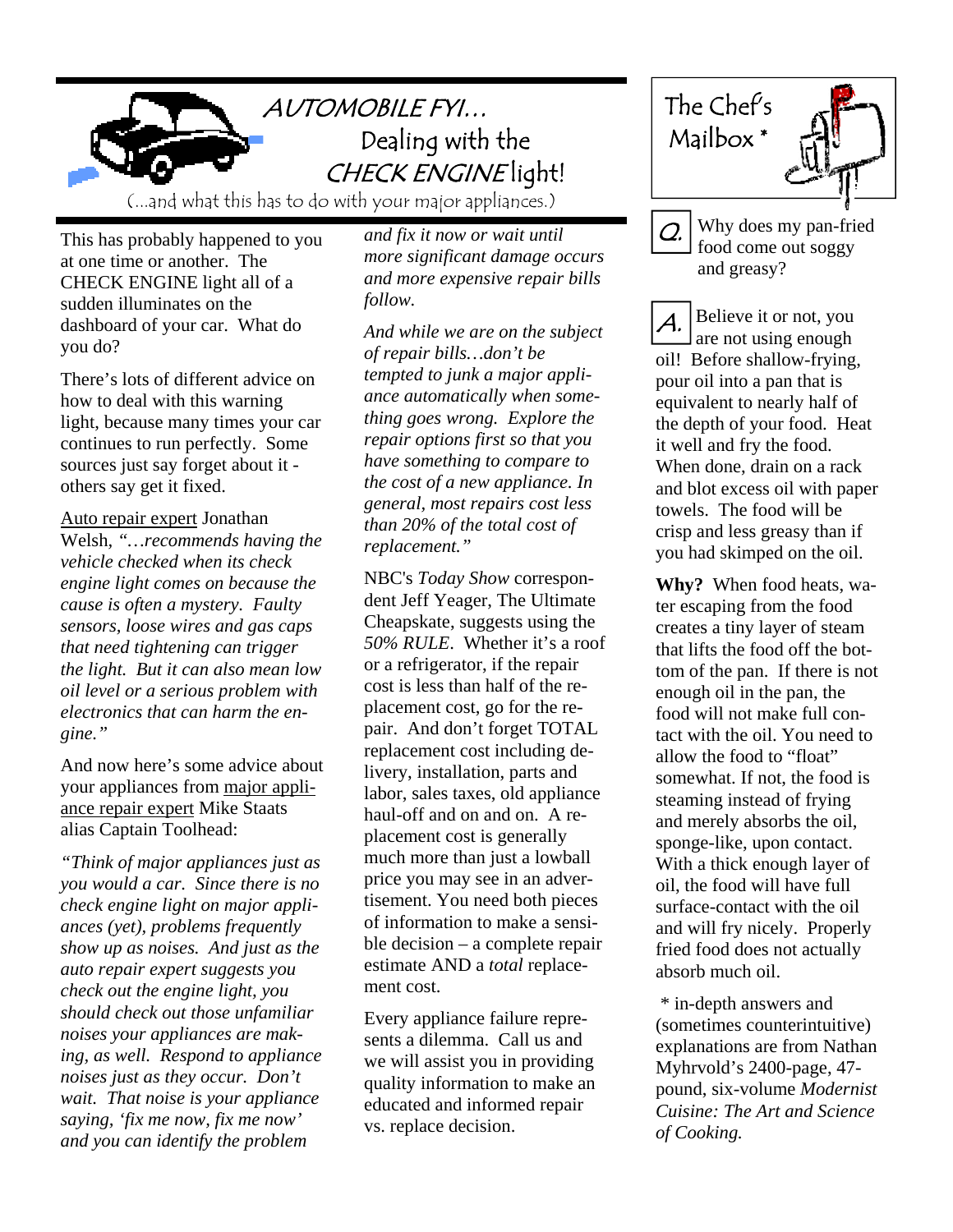# AUTOMOBILE FYI… Dealing with the CHECK ENGINE light!

(…and what this has to do with your major appliances.)

This has probably happened to you at one time or another. The CHECK ENGINE light all of a sudden illuminates on the dashboard of your car. What do you do?

There's lots of different advice on how to deal with this warning light, because many times your car continues to run perfectly. Some sources just say forget about it - others say get it fixed.

Auto repair expert Jonathan Welsh, *"…recommends having the vehicle checked when its check engine light comes on because the cause is often a mystery. Faulty sensors, loose wires and gas caps that need tightening can trigger the light. But it can also mean low oil level or a serious problem with electronics that can harm the engine."*

And now here's some advice about your appliances from major appliance repair expert Mike Staats alias Captain Toolhead:

*"Think of major appliances just as you would a car. Since there is no check engine light on major appliances (yet), problems frequently show up as noises. And just as the auto repair expert suggests you check out the engine light, you should check out those unfamiliar noises your appliances are making, as well. Respond to appliance noises just as they occur. Don't wait. That noise is your appliance saying, 'fix me now, fix me now' and you can identify the problem and fix it now or wait until more significant damage occurs and more expensive repair bills follow.*

*And while we are on the subject of repair bills…don't be tempted to junk a major appliance automatically when something goes wrong. Explore the repair options first so that you have something to compare to the cost of a new appliance. In general, most repairs cost less than 20% of the total cost of replacement."*

NBC's *Today Show* correspondent Jeff Yeager, The Ultimate Cheapskate, suggests using the *50% RULE*. Whether it's a roof or a refrigerator, if the repair cost is less than half of the replacement cost, go for the repair. And don't forget TOTAL replacement cost including delivery, installation, parts and labor, sales taxes, old appliance haul-off and on and on. A replacement cost is generally much more than just a lowball price you may see in an advertisement. You need both pieces of information to make a sensible decision – a complete repair estimate AND a *total* replacement cost.

Every appliance failure represents a dilemma. Call us and we will assist you in providing quality information to make an educated and informed repair vs. replace decision.

## The Chef's Mailbox *

**Q.** Why does my pan-fried food come out soggy and greasy?

**A.** Believe it or not, you are not using enough oil! Before shallow-frying, pour oil into a pan that is equivalent to nearly half of the depth of your food. Heat it well and fry the food. When done, drain on a rack and blot excess oil with paper towels. The food will be crisp and less greasy than if you had skimped on the oil.

**Why?** When food heats, water escaping from the food creates a tiny layer of steam that lifts the food off the bottom of the pan. If there is not enough oil in the pan, the food will not make full contact with the oil. You need to allow the food to "float" somewhat. If not, the food is steaming instead of frying and merely absorbs the oil, sponge-like, upon contact. With a thick enough layer of oil, the food will have full surface-contact with the oil and will fry nicely. Properly fried food does not actually absorb much oil.

* in-depth answers and (sometimes counterintuitive) explanations are from Nathan Myhrvold's 2400-page, 47-pound, six-volume *Modernist Cuisine: The Art and Science of Cooking.*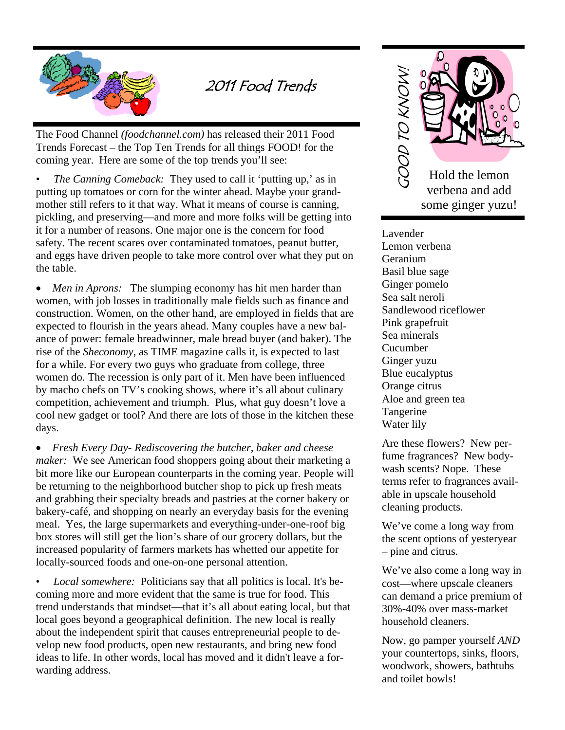# 2011 Food Trends

The Food Channel *(foodchannel.com)* has released their 2011 Food Trends Forecast – the Top Ten Trends for all things FOOD! for the coming year. Here are some of the top trends you'll see:

- *The Canning Comeback:* They used to call it 'putting up,' as in putting up tomatoes or corn for the winter ahead. Maybe your grandmother still refers to it that way. What it means of course is canning, pickling, and preserving—and more and more folks will be getting into it for a number of reasons. One major one is the concern for food safety. The recent scares over contaminated tomatoes, peanut butter, and eggs have driven people to take more control over what they put on the table.

- *Men in Aprons:* The slumping economy has hit men harder than women, with job losses in traditionally male fields such as finance and construction. Women, on the other hand, are employed in fields that are expected to flourish in the years ahead. Many couples have a new balance of power: female breadwinner, male bread buyer (and baker). The rise of the *Sheconomy*, as TIME magazine calls it, is expected to last for a while. For every two guys who graduate from college, three women do. The recession is only part of it. Men have been influenced by macho chefs on TV's cooking shows, where it's all about culinary competition, achievement and triumph. Plus, what guy doesn't love a cool new gadget or tool? And there are lots of those in the kitchen these days.

- *Fresh Every Day- Rediscovering the butcher, baker and cheese maker:* We see American food shoppers going about their marketing a bit more like our European counterparts in the coming year. People will be returning to the neighborhood butcher shop to pick up fresh meats and grabbing their specialty breads and pastries at the corner bakery or bakery-café, and shopping on nearly an everyday basis for the evening meal. Yes, the large supermarkets and everything-under-one-roof big box stores will still get the lion's share of our grocery dollars, but the increased popularity of farmers markets has whetted our appetite for locally-sourced foods and one-on-one personal attention.

- *Local somewhere:* Politicians say that all politics is local. It's becoming more and more evident that the same is true for food. This trend understands that mindset—that it's all about eating local, but that local goes beyond a geographical definition. The new local is really about the independent spirit that causes entrepreneurial people to develop new food products, open new restaurants, and bring new food ideas to life. In other words, local has moved and it didn't leave a forwarding address.

## GOOD TO KNOW!

Hold the lemon verbena and add some ginger yuzu!

Lavender
Lemon verbena
Geranium
Basil blue sage
Ginger pomelo
Sea salt neroli
Sandlewood riceflower
Pink grapefruit
Sea minerals
Cucumber
Ginger yuzu
Blue eucalyptus
Orange citrus
Aloe and green tea
Tangerine
Water lily

Are these flowers? New perfume fragrances? New body-wash scents? Nope. These terms refer to fragrances available in upscale household cleaning products.

We've come a long way from the scent options of yesteryear – pine and citrus.

We've also come a long way in cost—where upscale cleaners can demand a price premium of 30%-40% over mass-market household cleaners.

Now, go pamper yourself *AND* your countertops, sinks, floors, woodwork, showers, bathtubs and toilet bowls!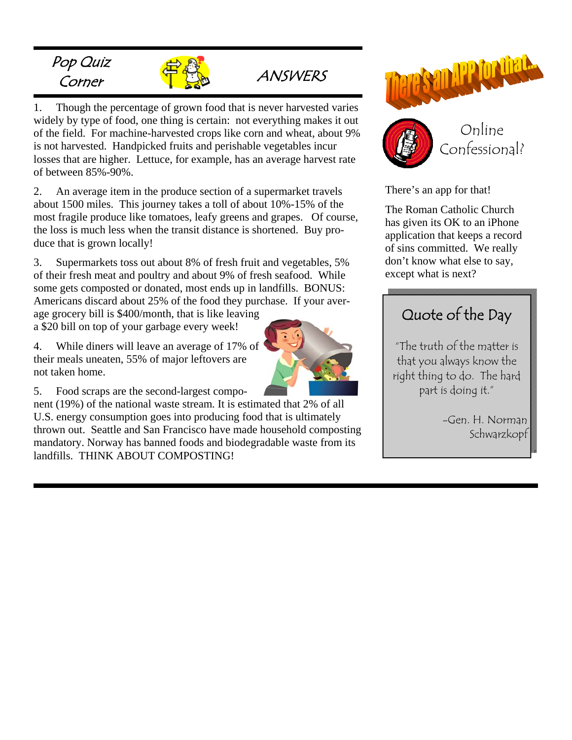## Pop Quiz Corner — ANSWERS

1. Though the percentage of grown food that is never harvested varies widely by type of food, one thing is certain: not everything makes it out of the field. For machine-harvested crops like corn and wheat, about 9% is not harvested. Handpicked fruits and perishable vegetables incur losses that are higher. Lettuce, for example, has an average harvest rate of between 85%-90%.

2. An average item in the produce section of a supermarket travels about 1500 miles. This journey takes a toll of about 10%-15% of the most fragile produce like tomatoes, leafy greens and grapes. Of course, the loss is much less when the transit distance is shortened. Buy produce that is grown locally!

3. Supermarkets toss out about 8% of fresh fruit and vegetables, 5% of their fresh meat and poultry and about 9% of fresh seafood. While some gets composted or donated, most ends up in landfills. BONUS: Americans discard about 25% of the food they purchase. If your average grocery bill is $400/month, that is like leaving a $20 bill on top of your garbage every week!

4. While diners will leave an average of 17% of their meals uneaten, 55% of major leftovers are not taken home.

5. Food scraps are the second-largest component (19%) of the national waste stream. It is estimated that 2% of all U.S. energy consumption goes into producing food that is ultimately thrown out. Seattle and San Francisco have made household composting mandatory. Norway has banned foods and biodegradable waste from its landfills. THINK ABOUT COMPOSTING!

## There's an APP for that...

### Online Confessional?

There's an app for that!

The Roman Catholic Church has given its OK to an iPhone application that keeps a record of sins committed. We really don't know what else to say, except what is next?

### Quote of the Day

"The truth of the matter is that you always know the right thing to do. The hard part is doing it."

-Gen. H. Norman Schwarzkopf